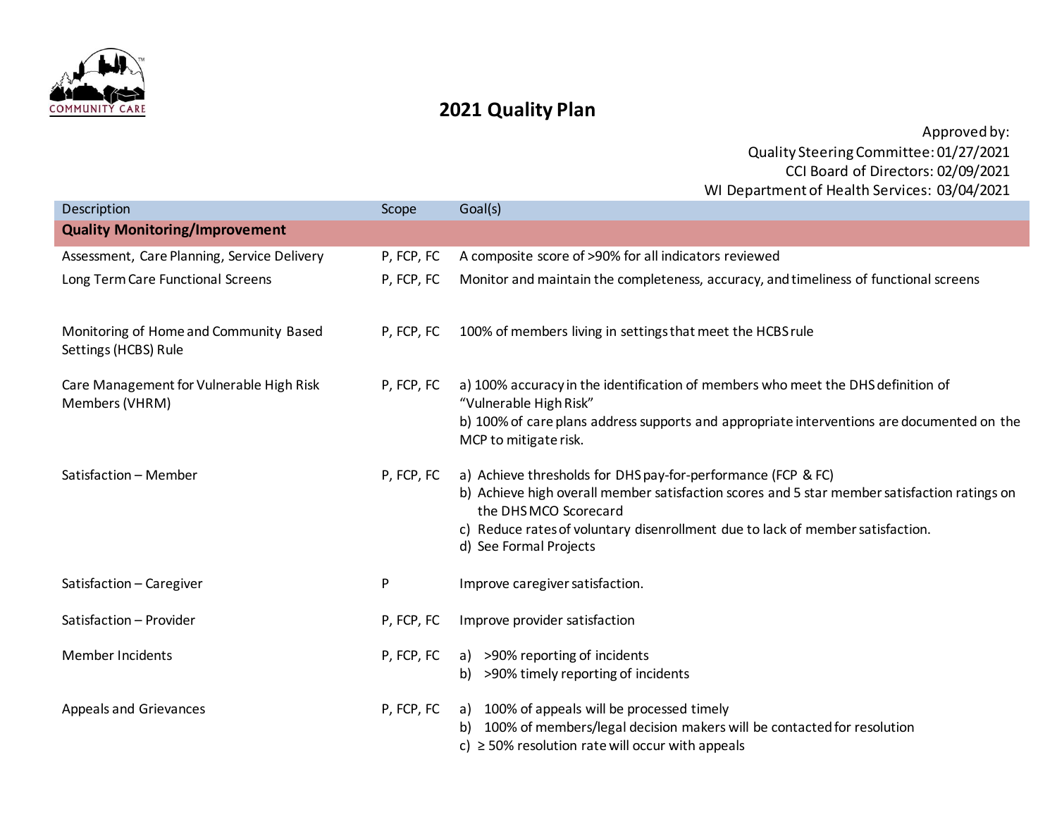# 2021 Quality Plan

Approved by:
Quality Steering Committee: 01/27/2021
CCI Board of Directors: 02/09/2021
WI Department of Health Services: 03/04/2021

| Description | Scope | Goal(s) |
|---|---|---|
| **Quality Monitoring/Improvement** | | |
| Assessment, Care Planning, Service Delivery | P, FCP, FC | A composite score of >90% for all indicators reviewed |
| Long Term Care Functional Screens | P, FCP, FC | Monitor and maintain the completeness, accuracy, and timeliness of functional screens |
| Monitoring of Home and Community Based Settings (HCBS) Rule | P, FCP, FC | 100% of members living in settings that meet the HCBS rule |
| Care Management for Vulnerable High Risk Members (VHRM) | P, FCP, FC | a) 100% accuracy in the identification of members who meet the DHS definition of "Vulnerable High Risk"<br>b) 100% of care plans address supports and appropriate interventions are documented on the MCP to mitigate risk. |
| Satisfaction – Member | P, FCP, FC | a) Achieve thresholds for DHS pay-for-performance (FCP & FC)<br>b) Achieve high overall member satisfaction scores and 5 star member satisfaction ratings on the DHS MCO Scorecard<br>c) Reduce rates of voluntary disenrollment due to lack of member satisfaction.<br>d) See Formal Projects |
| Satisfaction – Caregiver | P | Improve caregiver satisfaction. |
| Satisfaction – Provider | P, FCP, FC | Improve provider satisfaction |
| Member Incidents | P, FCP, FC | a) >90% reporting of incidents<br>b) >90% timely reporting of incidents |
| Appeals and Grievances | P, FCP, FC | a) 100% of appeals will be processed timely<br>b) 100% of members/legal decision makers will be contacted for resolution<br>c) ≥ 50% resolution rate will occur with appeals |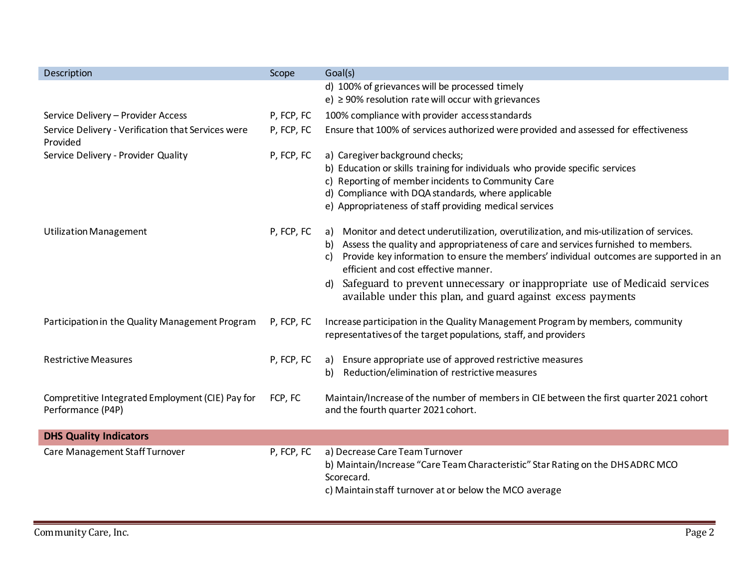| Description | Scope | Goal(s) |
|---|---|---|
| | | d) 100% of grievances will be processed timely<br>e) ≥ 90% resolution rate will occur with grievances |
| Service Delivery – Provider Access | P, FCP, FC | 100% compliance with provider access standards |
| Service Delivery - Verification that Services were Provided | P, FCP, FC | Ensure that 100% of services authorized were provided and assessed for effectiveness |
| Service Delivery - Provider Quality | P, FCP, FC | a) Caregiver background checks;<br>b) Education or skills training for individuals who provide specific services<br>c) Reporting of member incidents to Community Care<br>d) Compliance with DQA standards, where applicable<br>e) Appropriateness of staff providing medical services |
| Utilization Management | P, FCP, FC | a) Monitor and detect underutilization, overutilization, and mis-utilization of services.<br>b) Assess the quality and appropriateness of care and services furnished to members.<br>c) Provide key information to ensure the members' individual outcomes are supported in an efficient and cost effective manner.<br>d) Safeguard to prevent unnecessary or inappropriate use of Medicaid services available under this plan, and guard against excess payments |
| Participation in the Quality Management Program | P, FCP, FC | Increase participation in the Quality Management Program by members, community representatives of the target populations, staff, and providers |
| Restrictive Measures | P, FCP, FC | a) Ensure appropriate use of approved restrictive measures<br>b) Reduction/elimination of restrictive measures |
| Compretitive Integrated Employment (CIE) Pay for Performance (P4P) | FCP, FC | Maintain/Increase of the number of members in CIE between the first quarter 2021 cohort and the fourth quarter 2021 cohort. |
| **DHS Quality Indicators** | | |
| Care Management Staff Turnover | P, FCP, FC | a) Decrease Care Team Turnover<br>b) Maintain/Increase "Care Team Characteristic" Star Rating on the DHS ADRC MCO Scorecard.<br>c) Maintain staff turnover at or below the MCO average |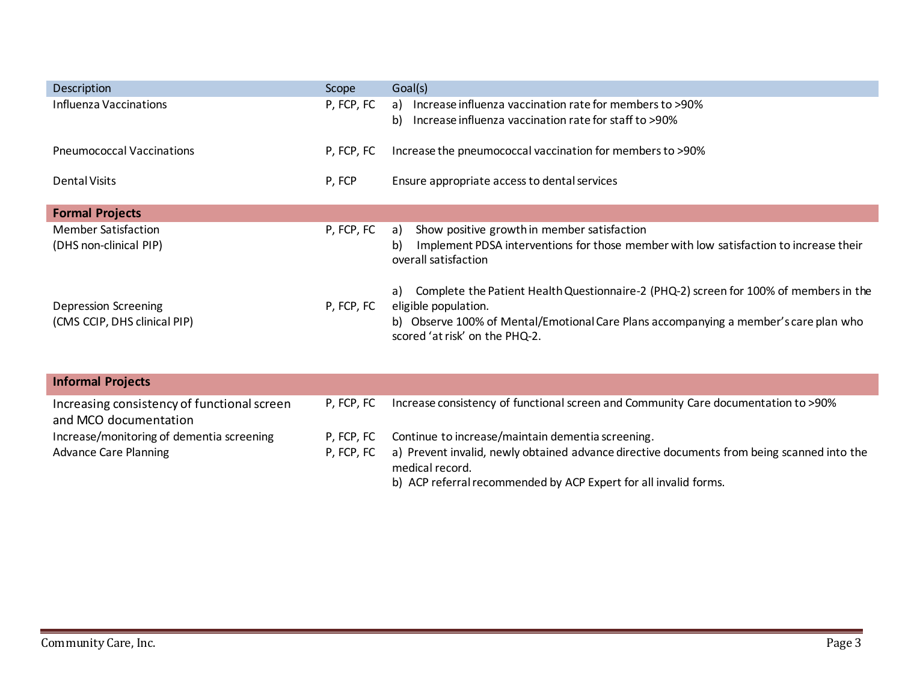| Description | Scope | Goal(s) |
|---|---|---|
| Influenza Vaccinations | P, FCP, FC | a) Increase influenza vaccination rate for members to >90%<br>b) Increase influenza vaccination rate for staff to >90% |
| Pneumococcal Vaccinations | P, FCP, FC | Increase the pneumococcal vaccination for members to >90% |
| Dental Visits | P, FCP | Ensure appropriate access to dental services |
| **Formal Projects** | | |
| Member Satisfaction<br>(DHS non-clinical PIP) | P, FCP, FC | a) Show positive growth in member satisfaction<br>b) Implement PDSA interventions for those member with low satisfaction to increase their overall satisfaction |
| Depression Screening<br>(CMS CCIP, DHS clinical PIP) | P, FCP, FC | a) Complete the Patient Health Questionnaire-2 (PHQ-2) screen for 100% of members in the eligible population.<br>b) Observe 100% of Mental/Emotional Care Plans accompanying a member's care plan who scored 'at risk' on the PHQ-2. |
| **Informal Projects** | | |
| Increasing consistency of functional screen and MCO documentation | P, FCP, FC | Increase consistency of functional screen and Community Care documentation to >90% |
| Increase/monitoring of dementia screening | P, FCP, FC | Continue to increase/maintain dementia screening. |
| Advance Care Planning | P, FCP, FC | a) Prevent invalid, newly obtained advance directive documents from being scanned into the medical record.<br>b) ACP referral recommended by ACP Expert for all invalid forms. |